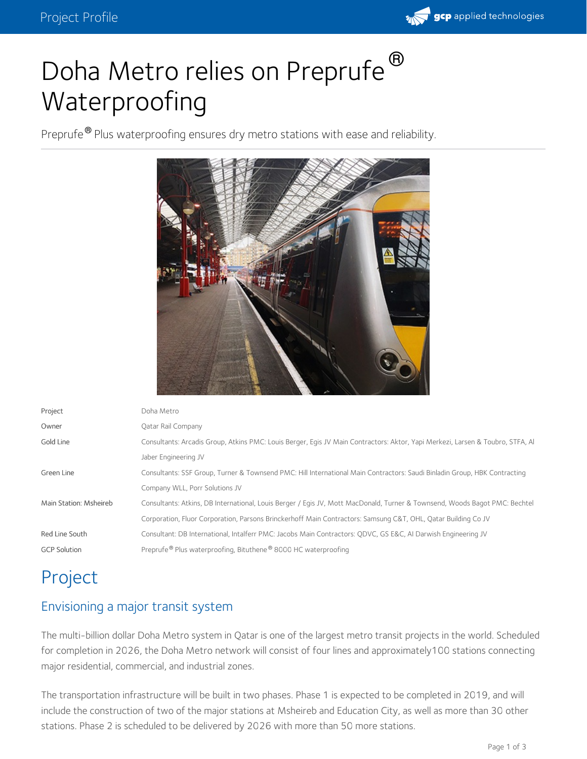# Doha Metro relies on Preprufe® Waterproofing

Preprufe® Plus waterproofing ensures dry metro stations with ease and reliability.

| | |
|---|---|
| Project | Doha Metro |
| Owner | Qatar Rail Company |
| Gold Line | Consultants: Arcadis Group, Atkins PMC: Louis Berger, Egis JV Main Contractors: Aktor, Yapi Merkezi, Larsen & Toubro, STFA, Al Jaber Engineering JV |
| Green Line | Consultants: SSF Group, Turner & Townsend PMC: Hill International Main Contractors: Saudi Binladin Group, HBK Contracting Company WLL, Porr Solutions JV |
| Main Station: Msheireb | Consultants: Atkins, DB International, Louis Berger / Egis JV, Mott MacDonald, Turner & Townsend, Woods Bagot PMC: Bechtel Corporation, Fluor Corporation, Parsons Brinckerhoff Main Contractors: Samsung C&T, OHL, Qatar Building Co JV |
| Red Line South | Consultant: DB International, Intalferr PMC: Jacobs Main Contractors: QDVC, GS E&C, Al Darwish Engineering JV |
| GCP Solution | Preprufe® Plus waterproofing, Bituthene® 8000 HC waterproofing |

# Project

## Envisioning a major transit system

The multi-billion dollar Doha Metro system in Qatar is one of the largest metro transit projects in the world. Scheduled for completion in 2026, the Doha Metro network will consist of four lines and approximately100 stations connecting major residential, commercial, and industrial zones.

The transportation infrastructure will be built in two phases. Phase 1 is expected to be completed in 2019, and will include the construction of two of the major stations at Msheireb and Education City, as well as more than 30 other stations. Phase 2 is scheduled to be delivered by 2026 with more than 50 more stations.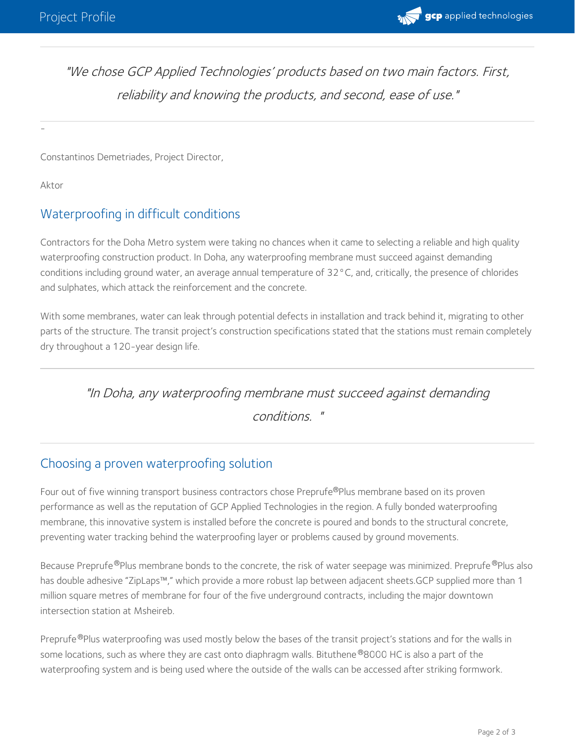> *"We chose GCP Applied Technologies' products based on two main factors. First, reliability and knowing the products, and second, ease of use."*

–

Constantinos Demetriades, Project Director,

Aktor

## Waterproofing in difficult conditions

Contractors for the Doha Metro system were taking no chances when it came to selecting a reliable and high quality waterproofing construction product. In Doha, any waterproofing membrane must succeed against demanding conditions including ground water, an average annual temperature of 32°C, and, critically, the presence of chlorides and sulphates, which attack the reinforcement and the concrete.

With some membranes, water can leak through potential defects in installation and track behind it, migrating to other parts of the structure. The transit project's construction specifications stated that the stations must remain completely dry throughout a 120-year design life.

> *"In Doha, any waterproofing membrane must succeed against demanding conditions. "*

## Choosing a proven waterproofing solution

Four out of five winning transport business contractors chose Preprufe®Plus membrane based on its proven performance as well as the reputation of GCP Applied Technologies in the region. A fully bonded waterproofing membrane, this innovative system is installed before the concrete is poured and bonds to the structural concrete, preventing water tracking behind the waterproofing layer or problems caused by ground movements.

Because Preprufe®Plus membrane bonds to the concrete, the risk of water seepage was minimized. Preprufe®Plus also has double adhesive "ZipLaps™," which provide a more robust lap between adjacent sheets.GCP supplied more than 1 million square metres of membrane for four of the five underground contracts, including the major downtown intersection station at Msheireb.

Preprufe®Plus waterproofing was used mostly below the bases of the transit project's stations and for the walls in some locations, such as where they are cast onto diaphragm walls. Bituthene®8000 HC is also a part of the waterproofing system and is being used where the outside of the walls can be accessed after striking formwork.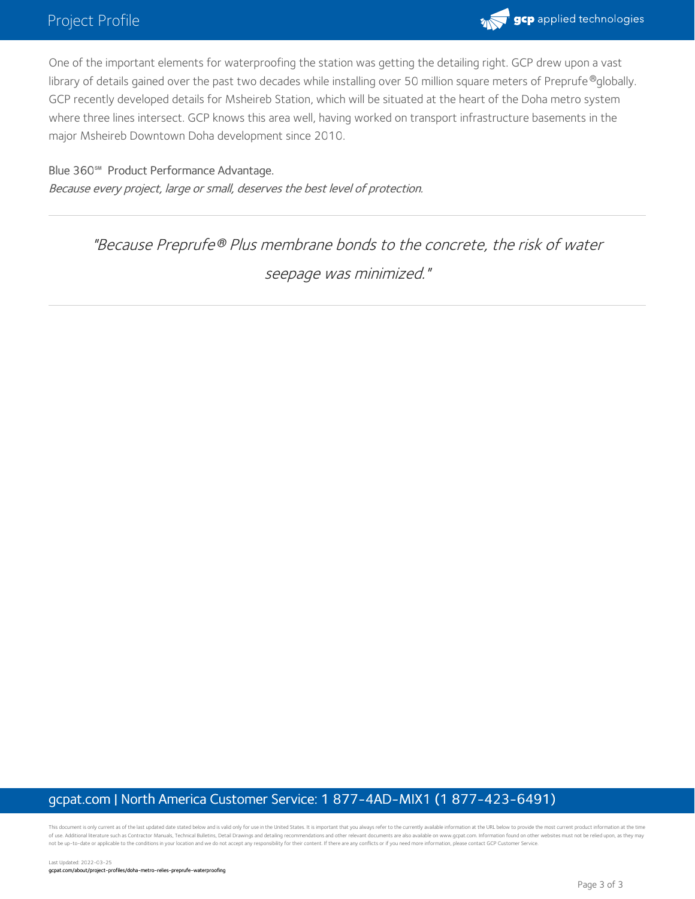One of the important elements for waterproofing the station was getting the detailing right. GCP drew upon a vast library of details gained over the past two decades while installing over 50 million square meters of Preprufe®globally. GCP recently developed details for Msheireb Station, which will be situated at the heart of the Doha metro system where three lines intersect. GCP knows this area well, having worked on transport infrastructure basements in the major Msheireb Downtown Doha development since 2010.

Blue 360℠ Product Performance Advantage.
*Because every project, large or small, deserves the best level of protection.*

---

> *"Because Preprufe® Plus membrane bonds to the concrete, the risk of water seepage was minimized."*

---

gcpat.com | North America Customer Service: 1 877-4AD-MIX1 (1 877-423-6491)

This document is only current as of the last updated date stated below and is valid only for use in the United States. It is important that you always refer to the currently available information at the URL below to provide the most current product information at the time of use. Additional literature such as Contractor Manuals, Technical Bulletins, Detail Drawings and detailing recommendations and other relevant documents are also available on www.gcpat.com. Information found on other websites must not be relied upon, as they may not be up-to-date or applicable to the conditions in your location and we do not accept any responsibility for their content. If there are any conflicts or if you need more information, please contact GCP Customer Service.

Last Updated: 2022-03-25
gcpat.com/about/project-profiles/doha-metro-relies-preprufe-waterproofing